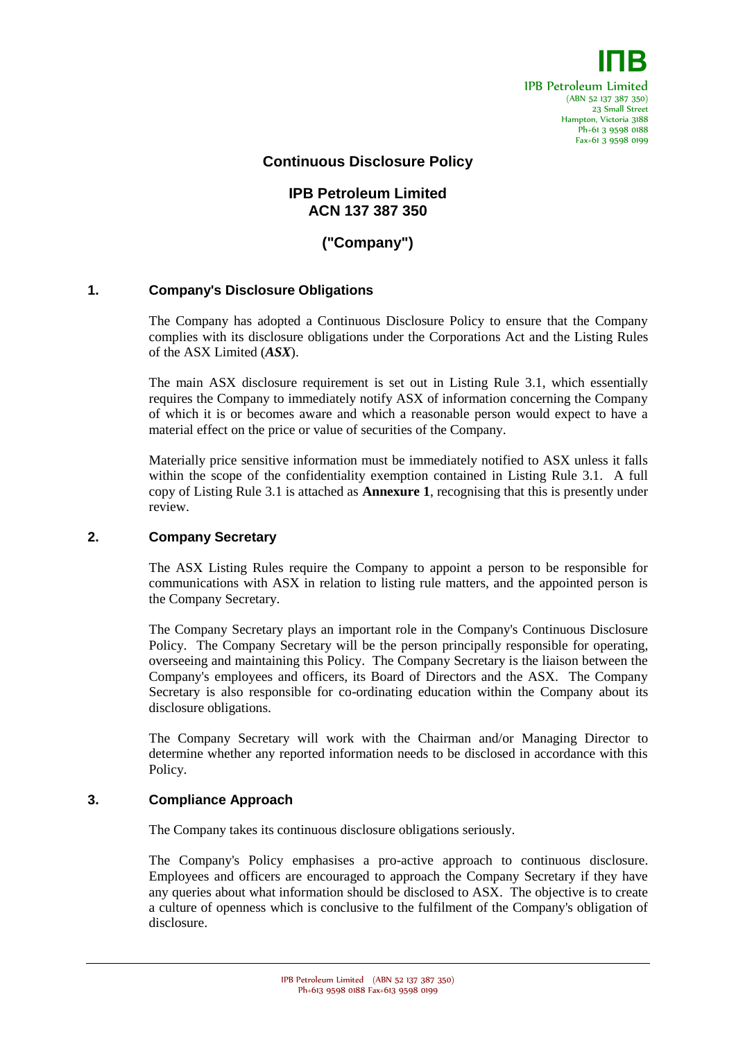IPB Petroleum Limited
(ABN 52 137 387 350)
23 Small Street
Hampton, Victoria 3188
Ph+61 3 9598 0188
Fax+61 3 9598 0199

# Continuous Disclosure Policy

## IPB Petroleum Limited
## ACN 137 387 350

## ("Company")

## 1. Company's Disclosure Obligations

The Company has adopted a Continuous Disclosure Policy to ensure that the Company complies with its disclosure obligations under the Corporations Act and the Listing Rules of the ASX Limited (***ASX***).

The main ASX disclosure requirement is set out in Listing Rule 3.1, which essentially requires the Company to immediately notify ASX of information concerning the Company of which it is or becomes aware and which a reasonable person would expect to have a material effect on the price or value of securities of the Company.

Materially price sensitive information must be immediately notified to ASX unless it falls within the scope of the confidentiality exemption contained in Listing Rule 3.1. A full copy of Listing Rule 3.1 is attached as **Annexure 1**, recognising that this is presently under review.

## 2. Company Secretary

The ASX Listing Rules require the Company to appoint a person to be responsible for communications with ASX in relation to listing rule matters, and the appointed person is the Company Secretary.

The Company Secretary plays an important role in the Company's Continuous Disclosure Policy. The Company Secretary will be the person principally responsible for operating, overseeing and maintaining this Policy. The Company Secretary is the liaison between the Company's employees and officers, its Board of Directors and the ASX. The Company Secretary is also responsible for co-ordinating education within the Company about its disclosure obligations.

The Company Secretary will work with the Chairman and/or Managing Director to determine whether any reported information needs to be disclosed in accordance with this Policy.

## 3. Compliance Approach

The Company takes its continuous disclosure obligations seriously.

The Company's Policy emphasises a pro-active approach to continuous disclosure. Employees and officers are encouraged to approach the Company Secretary if they have any queries about what information should be disclosed to ASX. The objective is to create a culture of openness which is conclusive to the fulfilment of the Company's obligation of disclosure.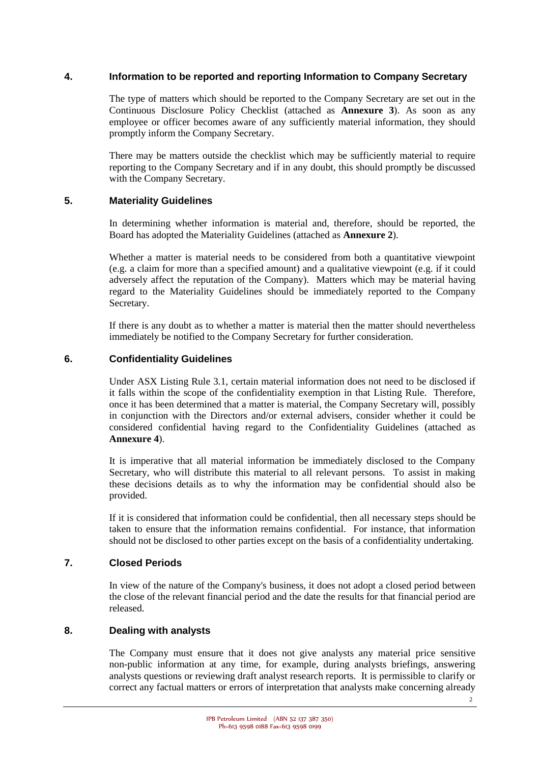## 4. Information to be reported and reporting Information to Company Secretary

The type of matters which should be reported to the Company Secretary are set out in the Continuous Disclosure Policy Checklist (attached as **Annexure 3**). As soon as any employee or officer becomes aware of any sufficiently material information, they should promptly inform the Company Secretary.

There may be matters outside the checklist which may be sufficiently material to require reporting to the Company Secretary and if in any doubt, this should promptly be discussed with the Company Secretary.

## 5. Materiality Guidelines

In determining whether information is material and, therefore, should be reported, the Board has adopted the Materiality Guidelines (attached as **Annexure 2**).

Whether a matter is material needs to be considered from both a quantitative viewpoint (e.g. a claim for more than a specified amount) and a qualitative viewpoint (e.g. if it could adversely affect the reputation of the Company). Matters which may be material having regard to the Materiality Guidelines should be immediately reported to the Company Secretary.

If there is any doubt as to whether a matter is material then the matter should nevertheless immediately be notified to the Company Secretary for further consideration.

## 6. Confidentiality Guidelines

Under ASX Listing Rule 3.1, certain material information does not need to be disclosed if it falls within the scope of the confidentiality exemption in that Listing Rule. Therefore, once it has been determined that a matter is material, the Company Secretary will, possibly in conjunction with the Directors and/or external advisers, consider whether it could be considered confidential having regard to the Confidentiality Guidelines (attached as **Annexure 4**).

It is imperative that all material information be immediately disclosed to the Company Secretary, who will distribute this material to all relevant persons. To assist in making these decisions details as to why the information may be confidential should also be provided.

If it is considered that information could be confidential, then all necessary steps should be taken to ensure that the information remains confidential. For instance, that information should not be disclosed to other parties except on the basis of a confidentiality undertaking.

## 7. Closed Periods

In view of the nature of the Company's business, it does not adopt a closed period between the close of the relevant financial period and the date the results for that financial period are released.

## 8. Dealing with analysts

The Company must ensure that it does not give analysts any material price sensitive non-public information at any time, for example, during analysts briefings, answering analysts questions or reviewing draft analyst research reports. It is permissible to clarify or correct any factual matters or errors of interpretation that analysts make concerning already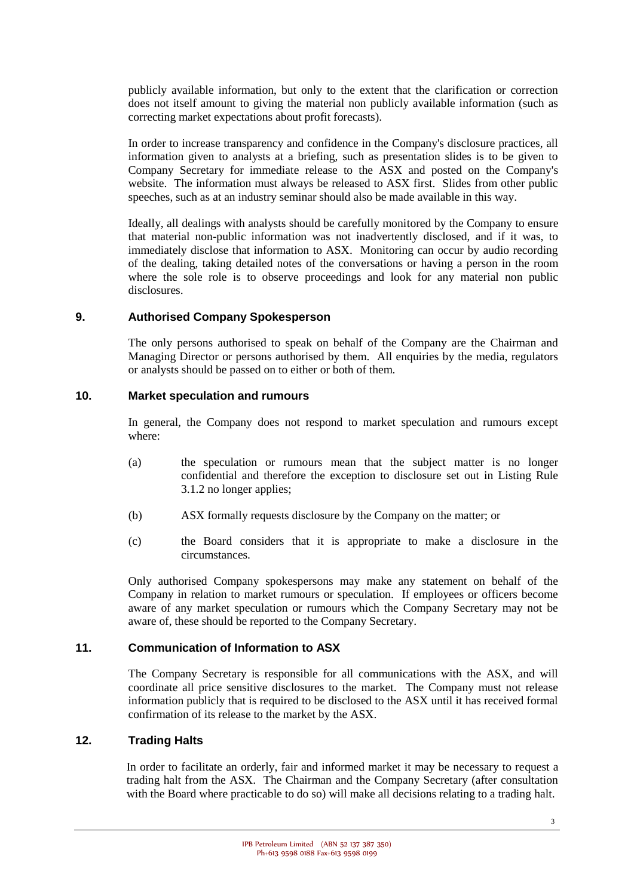publicly available information, but only to the extent that the clarification or correction does not itself amount to giving the material non publicly available information (such as correcting market expectations about profit forecasts).

In order to increase transparency and confidence in the Company's disclosure practices, all information given to analysts at a briefing, such as presentation slides is to be given to Company Secretary for immediate release to the ASX and posted on the Company's website. The information must always be released to ASX first. Slides from other public speeches, such as at an industry seminar should also be made available in this way.

Ideally, all dealings with analysts should be carefully monitored by the Company to ensure that material non-public information was not inadvertently disclosed, and if it was, to immediately disclose that information to ASX. Monitoring can occur by audio recording of the dealing, taking detailed notes of the conversations or having a person in the room where the sole role is to observe proceedings and look for any material non public disclosures.

## 9. Authorised Company Spokesperson

The only persons authorised to speak on behalf of the Company are the Chairman and Managing Director or persons authorised by them. All enquiries by the media, regulators or analysts should be passed on to either or both of them.

## 10. Market speculation and rumours

In general, the Company does not respond to market speculation and rumours except where:

(a) the speculation or rumours mean that the subject matter is no longer confidential and therefore the exception to disclosure set out in Listing Rule 3.1.2 no longer applies;

(b) ASX formally requests disclosure by the Company on the matter; or

(c) the Board considers that it is appropriate to make a disclosure in the circumstances.

Only authorised Company spokespersons may make any statement on behalf of the Company in relation to market rumours or speculation. If employees or officers become aware of any market speculation or rumours which the Company Secretary may not be aware of, these should be reported to the Company Secretary.

## 11. Communication of Information to ASX

The Company Secretary is responsible for all communications with the ASX, and will coordinate all price sensitive disclosures to the market. The Company must not release information publicly that is required to be disclosed to the ASX until it has received formal confirmation of its release to the market by the ASX.

## 12. Trading Halts

In order to facilitate an orderly, fair and informed market it may be necessary to request a trading halt from the ASX. The Chairman and the Company Secretary (after consultation with the Board where practicable to do so) will make all decisions relating to a trading halt.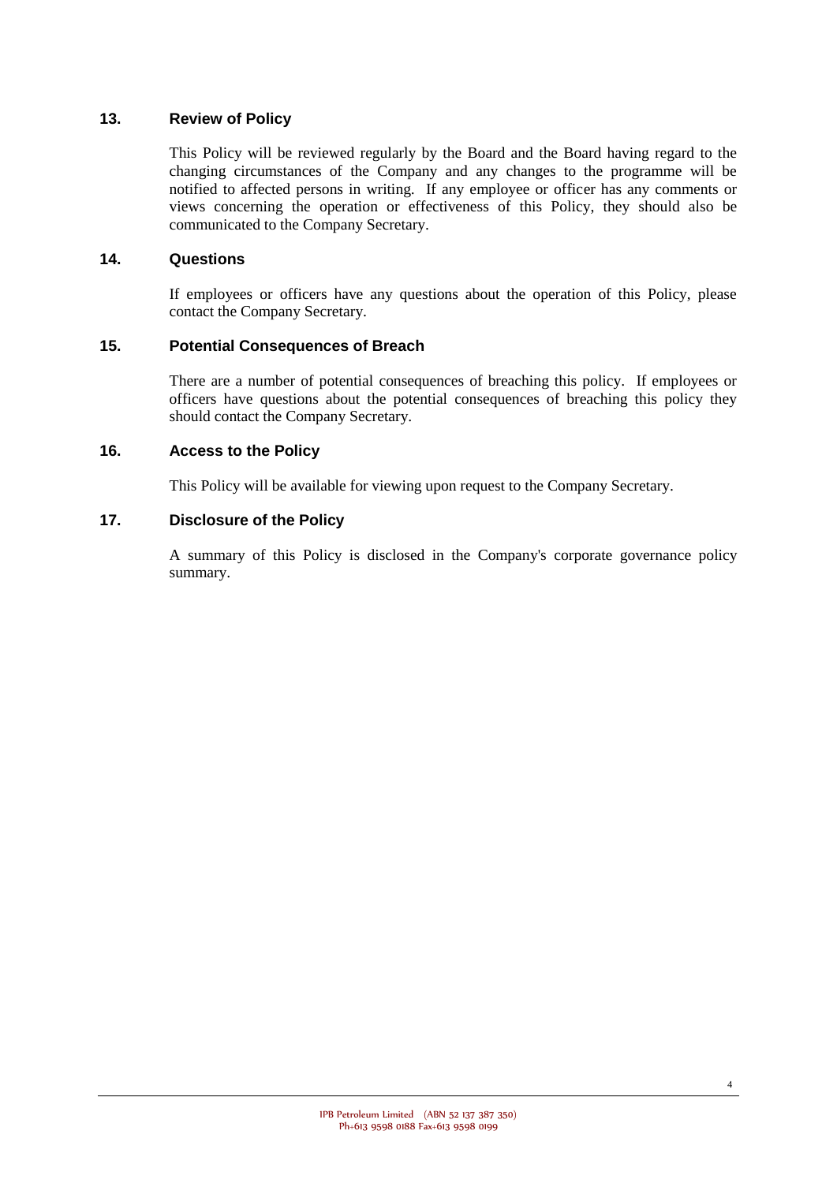## 13. Review of Policy

This Policy will be reviewed regularly by the Board and the Board having regard to the changing circumstances of the Company and any changes to the programme will be notified to affected persons in writing. If any employee or officer has any comments or views concerning the operation or effectiveness of this Policy, they should also be communicated to the Company Secretary.

## 14. Questions

If employees or officers have any questions about the operation of this Policy, please contact the Company Secretary.

## 15. Potential Consequences of Breach

There are a number of potential consequences of breaching this policy. If employees or officers have questions about the potential consequences of breaching this policy they should contact the Company Secretary.

## 16. Access to the Policy

This Policy will be available for viewing upon request to the Company Secretary.

## 17. Disclosure of the Policy

A summary of this Policy is disclosed in the Company's corporate governance policy summary.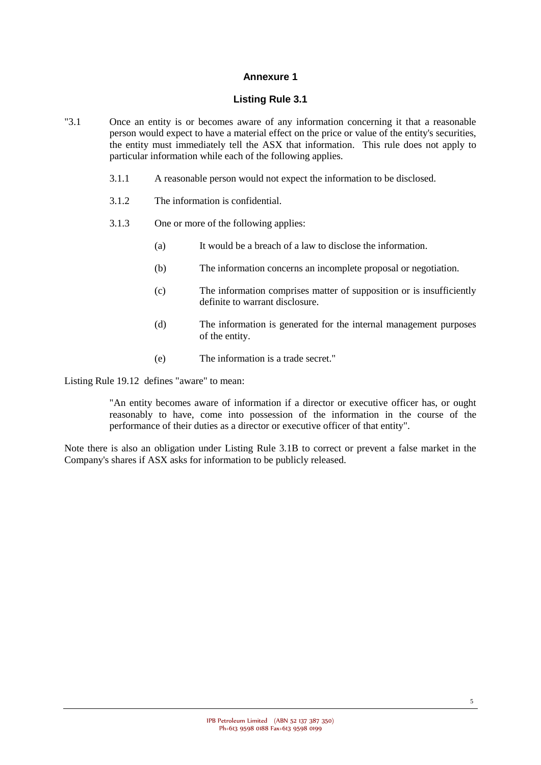## Annexure 1

### Listing Rule 3.1

"3.1 Once an entity is or becomes aware of any information concerning it that a reasonable person would expect to have a material effect on the price or value of the entity's securities, the entity must immediately tell the ASX that information. This rule does not apply to particular information while each of the following applies.

- 3.1.1 A reasonable person would not expect the information to be disclosed.
- 3.1.2 The information is confidential.
- 3.1.3 One or more of the following applies:
  - (a) It would be a breach of a law to disclose the information.
  - (b) The information concerns an incomplete proposal or negotiation.
  - (c) The information comprises matter of supposition or is insufficiently definite to warrant disclosure.
  - (d) The information is generated for the internal management purposes of the entity.
  - (e) The information is a trade secret."

Listing Rule 19.12 defines "aware" to mean:

> "An entity becomes aware of information if a director or executive officer has, or ought reasonably to have, come into possession of the information in the course of the performance of their duties as a director or executive officer of that entity".

Note there is also an obligation under Listing Rule 3.1B to correct or prevent a false market in the Company's shares if ASX asks for information to be publicly released.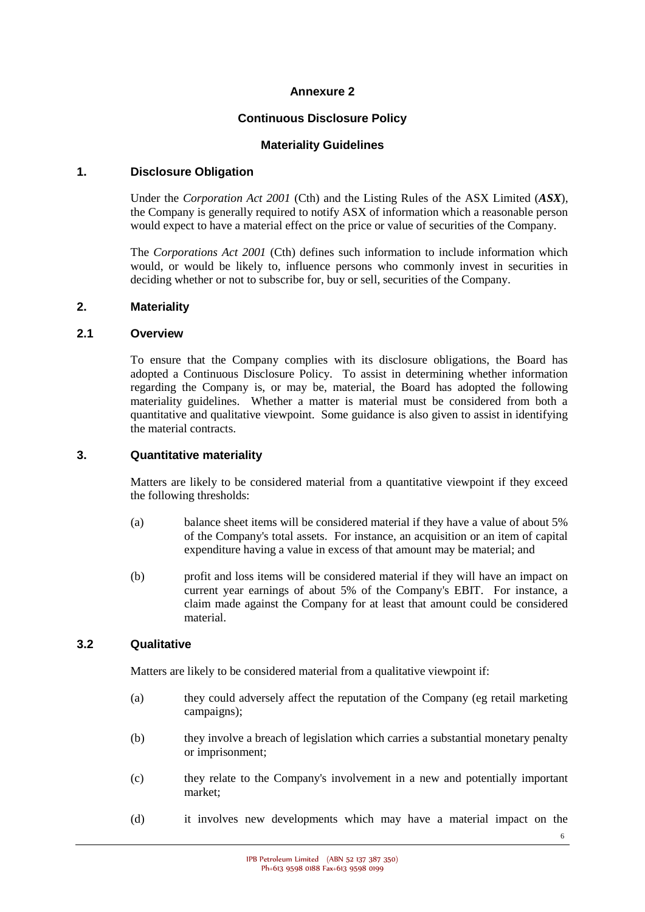# Annexure 2

## Continuous Disclosure Policy

## Materiality Guidelines

## 1. Disclosure Obligation

Under the *Corporation Act 2001* (Cth) and the Listing Rules of the ASX Limited (***ASX***), the Company is generally required to notify ASX of information which a reasonable person would expect to have a material effect on the price or value of securities of the Company.

The *Corporations Act 2001* (Cth) defines such information to include information which would, or would be likely to, influence persons who commonly invest in securities in deciding whether or not to subscribe for, buy or sell, securities of the Company.

## 2. Materiality

### 2.1 Overview

To ensure that the Company complies with its disclosure obligations, the Board has adopted a Continuous Disclosure Policy. To assist in determining whether information regarding the Company is, or may be, material, the Board has adopted the following materiality guidelines. Whether a matter is material must be considered from both a quantitative and qualitative viewpoint. Some guidance is also given to assist in identifying the material contracts.

## 3. Quantitative materiality

Matters are likely to be considered material from a quantitative viewpoint if they exceed the following thresholds:

(a) balance sheet items will be considered material if they have a value of about 5% of the Company's total assets. For instance, an acquisition or an item of capital expenditure having a value in excess of that amount may be material; and

(b) profit and loss items will be considered material if they will have an impact on current year earnings of about 5% of the Company's EBIT. For instance, a claim made against the Company for at least that amount could be considered material.

### 3.2 Qualitative

Matters are likely to be considered material from a qualitative viewpoint if:

(a) they could adversely affect the reputation of the Company (eg retail marketing campaigns);

(b) they involve a breach of legislation which carries a substantial monetary penalty or imprisonment;

(c) they relate to the Company's involvement in a new and potentially important market;

(d) it involves new developments which may have a material impact on the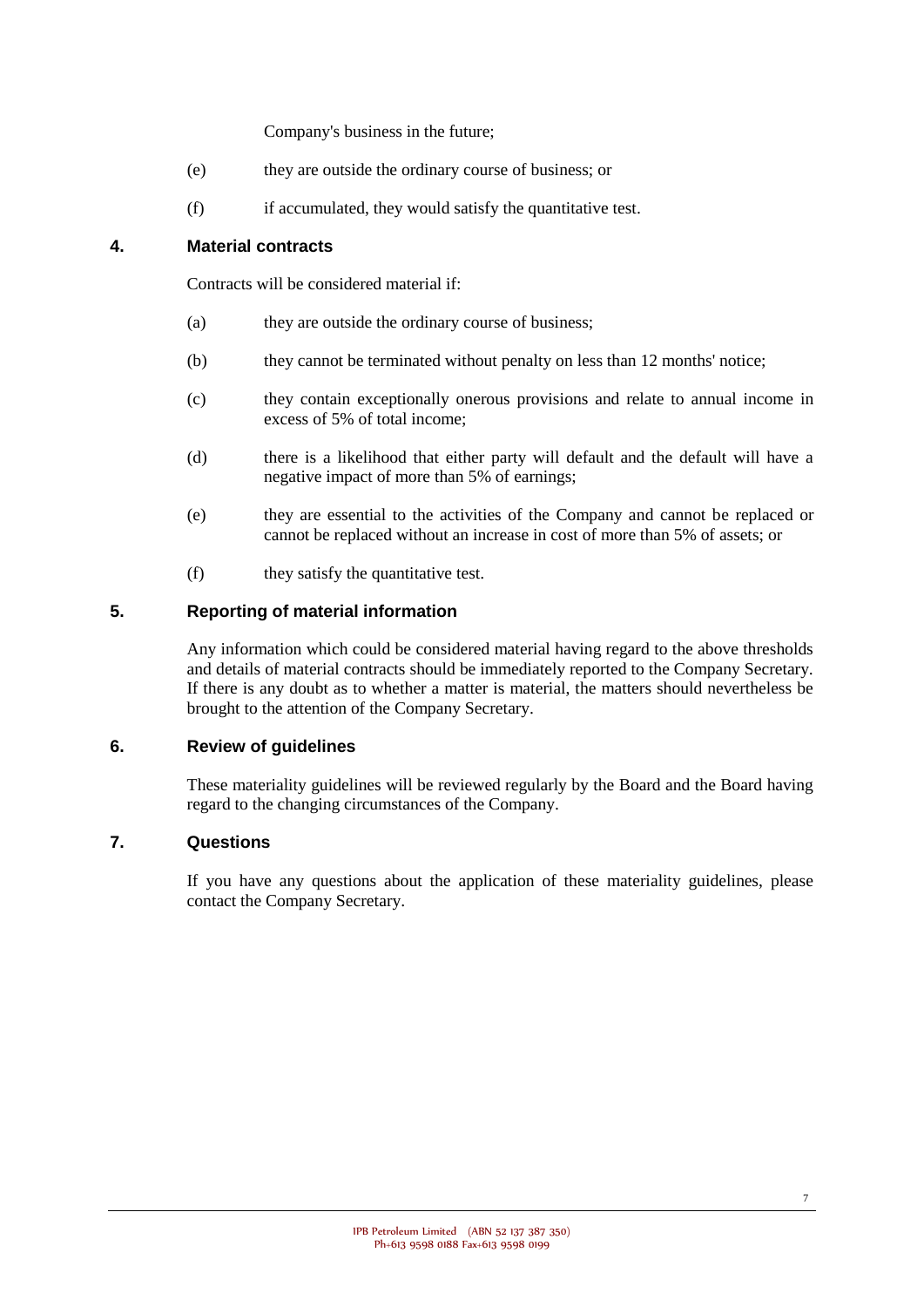Company's business in the future;

(e) they are outside the ordinary course of business; or

(f) if accumulated, they would satisfy the quantitative test.

## 4. Material contracts

Contracts will be considered material if:

(a) they are outside the ordinary course of business;

(b) they cannot be terminated without penalty on less than 12 months' notice;

(c) they contain exceptionally onerous provisions and relate to annual income in excess of 5% of total income;

(d) there is a likelihood that either party will default and the default will have a negative impact of more than 5% of earnings;

(e) they are essential to the activities of the Company and cannot be replaced or cannot be replaced without an increase in cost of more than 5% of assets; or

(f) they satisfy the quantitative test.

## 5. Reporting of material information

Any information which could be considered material having regard to the above thresholds and details of material contracts should be immediately reported to the Company Secretary. If there is any doubt as to whether a matter is material, the matters should nevertheless be brought to the attention of the Company Secretary.

## 6. Review of guidelines

These materiality guidelines will be reviewed regularly by the Board and the Board having regard to the changing circumstances of the Company.

## 7. Questions

If you have any questions about the application of these materiality guidelines, please contact the Company Secretary.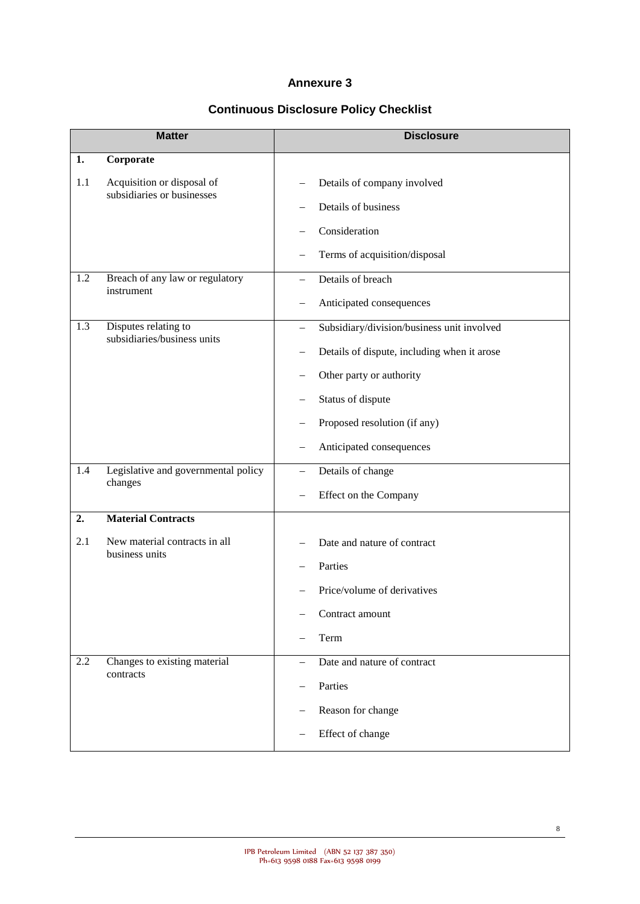# Annexure 3

## Continuous Disclosure Policy Checklist

| Matter | | Disclosure |
|---|---|---|
| **1.** | **Corporate** | |
| 1.1 | Acquisition or disposal of subsidiaries or businesses | – Details of company involved<br>– Details of business<br>– Consideration<br>– Terms of acquisition/disposal |
| 1.2 | Breach of any law or regulatory instrument | – Details of breach<br>– Anticipated consequences |
| 1.3 | Disputes relating to subsidiaries/business units | – Subsidiary/division/business unit involved<br>– Details of dispute, including when it arose<br>– Other party or authority<br>– Status of dispute<br>– Proposed resolution (if any)<br>– Anticipated consequences |
| 1.4 | Legislative and governmental policy changes | – Details of change<br>– Effect on the Company |
| **2.** | **Material Contracts** | |
| 2.1 | New material contracts in all business units | – Date and nature of contract<br>– Parties<br>– Price/volume of derivatives<br>– Contract amount<br>– Term |
| 2.2 | Changes to existing material contracts | – Date and nature of contract<br>– Parties<br>– Reason for change<br>– Effect of change |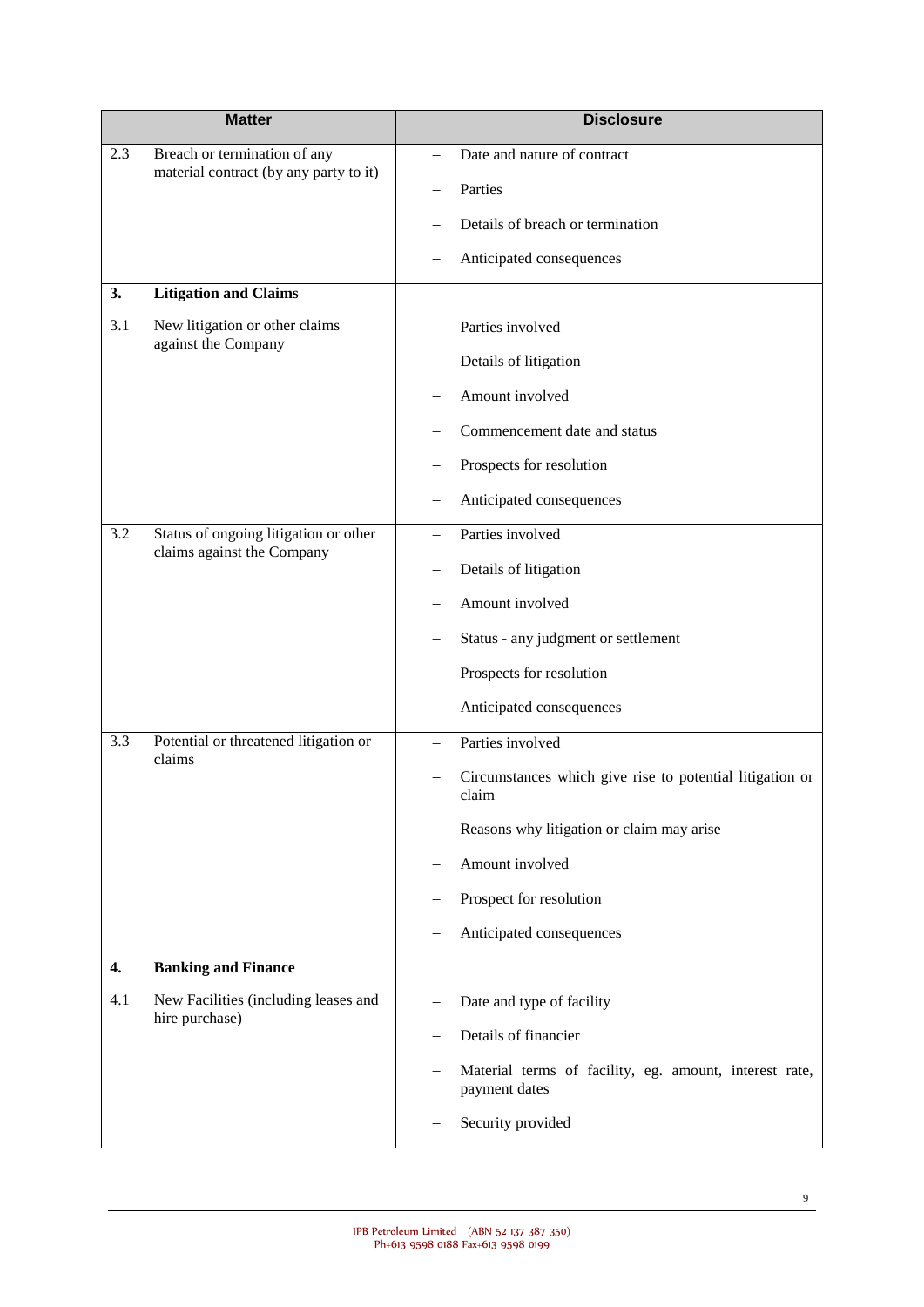| Matter | | Disclosure |
|---|---|---|
| 2.3 | Breach or termination of any material contract (by any party to it) | – Date and nature of contract<br>– Parties<br>– Details of breach or termination<br>– Anticipated consequences |
| **3.** | **Litigation and Claims** | |
| 3.1 | New litigation or other claims against the Company | – Parties involved<br>– Details of litigation<br>– Amount involved<br>– Commencement date and status<br>– Prospects for resolution<br>– Anticipated consequences |
| 3.2 | Status of ongoing litigation or other claims against the Company | – Parties involved<br>– Details of litigation<br>– Amount involved<br>– Status - any judgment or settlement<br>– Prospects for resolution<br>– Anticipated consequences |
| 3.3 | Potential or threatened litigation or claims | – Parties involved<br>– Circumstances which give rise to potential litigation or claim<br>– Reasons why litigation or claim may arise<br>– Amount involved<br>– Prospect for resolution<br>– Anticipated consequences |
| **4.** | **Banking and Finance** | |
| 4.1 | New Facilities (including leases and hire purchase) | – Date and type of facility<br>– Details of financier<br>– Material terms of facility, eg. amount, interest rate, payment dates<br>– Security provided |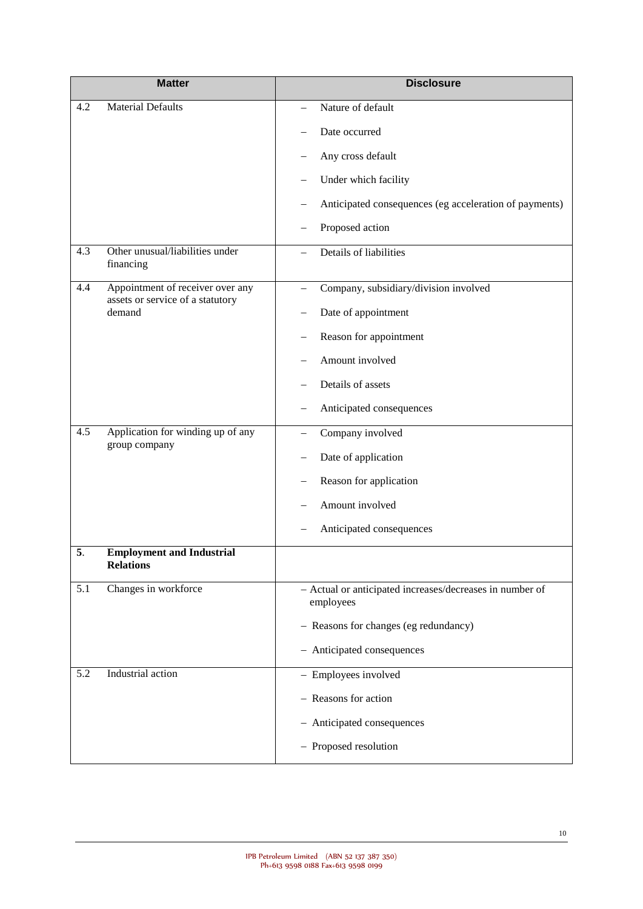| Matter | | Disclosure |
|---|---|---|
| 4.2 | Material Defaults | – Nature of default<br>– Date occurred<br>– Any cross default<br>– Under which facility<br>– Anticipated consequences (eg acceleration of payments)<br>– Proposed action |
| 4.3 | Other unusual/liabilities under financing | – Details of liabilities |
| 4.4 | Appointment of receiver over any assets or service of a statutory demand | – Company, subsidiary/division involved<br>– Date of appointment<br>– Reason for appointment<br>– Amount involved<br>– Details of assets<br>– Anticipated consequences |
| 4.5 | Application for winding up of any group company | – Company involved<br>– Date of application<br>– Reason for application<br>– Amount involved<br>– Anticipated consequences |
| **5.** | **Employment and Industrial Relations** | |
| 5.1 | Changes in workforce | – Actual or anticipated increases/decreases in number of employees<br>– Reasons for changes (eg redundancy)<br>– Anticipated consequences |
| 5.2 | Industrial action | – Employees involved<br>– Reasons for action<br>– Anticipated consequences<br>– Proposed resolution |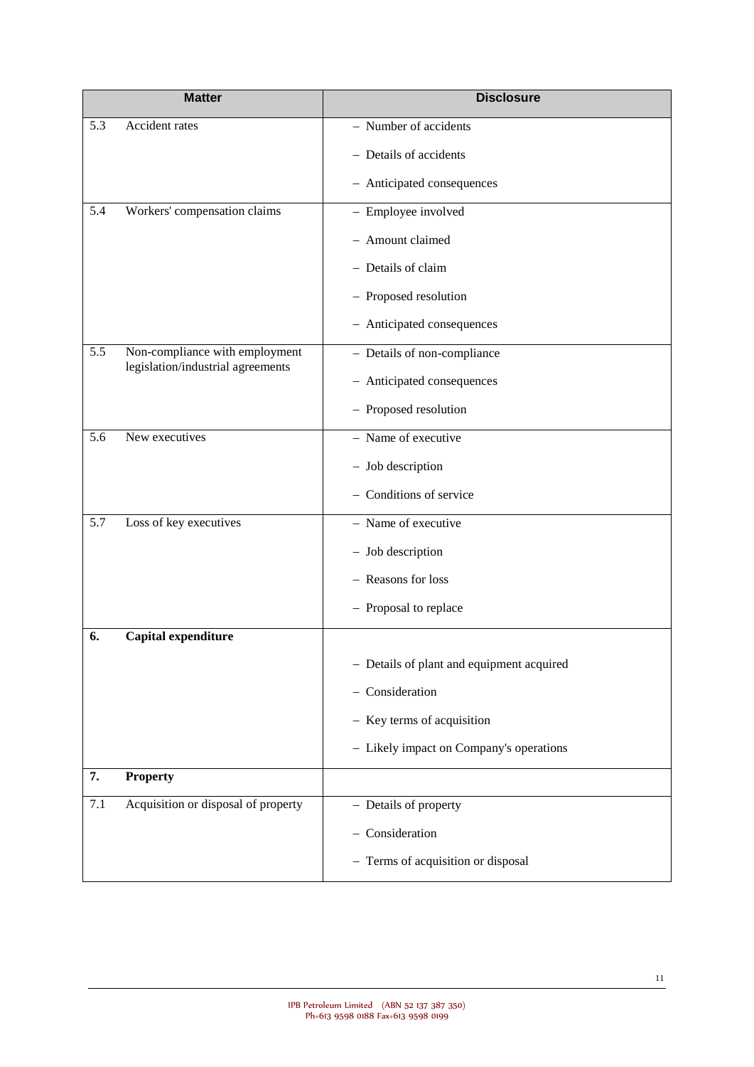| Matter | | Disclosure |
|---|---|---|
| 5.3 | Accident rates | – Number of accidents<br>– Details of accidents<br>– Anticipated consequences |
| 5.4 | Workers' compensation claims | – Employee involved<br>– Amount claimed<br>– Details of claim<br>– Proposed resolution<br>– Anticipated consequences |
| 5.5 | Non-compliance with employment legislation/industrial agreements | – Details of non-compliance<br>– Anticipated consequences<br>– Proposed resolution |
| 5.6 | New executives | – Name of executive<br>– Job description<br>– Conditions of service |
| 5.7 | Loss of key executives | – Name of executive<br>– Job description<br>– Reasons for loss<br>– Proposal to replace |
| **6.** | **Capital expenditure** | – Details of plant and equipment acquired<br>– Consideration<br>– Key terms of acquisition<br>– Likely impact on Company's operations |
| **7.** | **Property** | |
| 7.1 | Acquisition or disposal of property | – Details of property<br>– Consideration<br>– Terms of acquisition or disposal |

IPB Petroleum Limited (ABN 52 137 387 350)
Ph+613 9598 0188 Fax+613 9598 0199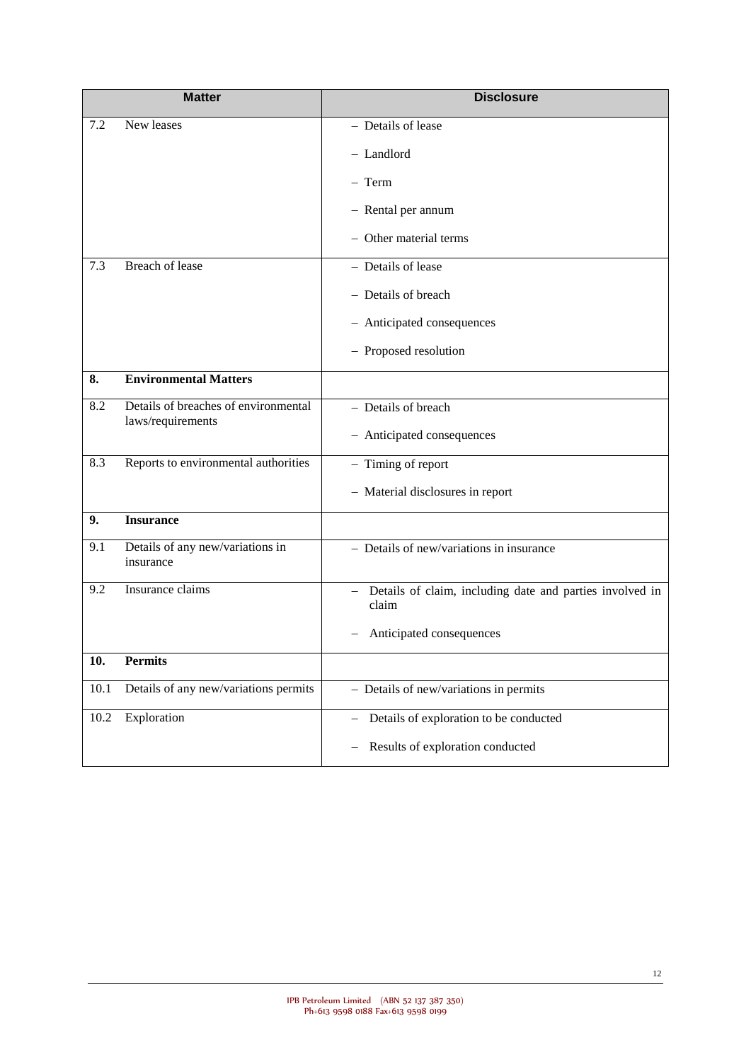| Matter | | Disclosure |
|---|---|---|
| 7.2 | New leases | – Details of lease<br>– Landlord<br>– Term<br>– Rental per annum<br>– Other material terms |
| 7.3 | Breach of lease | – Details of lease<br>– Details of breach<br>– Anticipated consequences<br>– Proposed resolution |
| **8.** | **Environmental Matters** | |
| 8.2 | Details of breaches of environmental laws/requirements | – Details of breach<br>– Anticipated consequences |
| 8.3 | Reports to environmental authorities | – Timing of report<br>– Material disclosures in report |
| **9.** | **Insurance** | |
| 9.1 | Details of any new/variations in insurance | – Details of new/variations in insurance |
| 9.2 | Insurance claims | – Details of claim, including date and parties involved in claim<br>– Anticipated consequences |
| **10.** | **Permits** | |
| 10.1 | Details of any new/variations permits | – Details of new/variations in permits |
| 10.2 | Exploration | – Details of exploration to be conducted<br>– Results of exploration conducted |

IPB Petroleum Limited (ABN 52 137 387 350)
Ph+613 9598 0188 Fax+613 9598 0199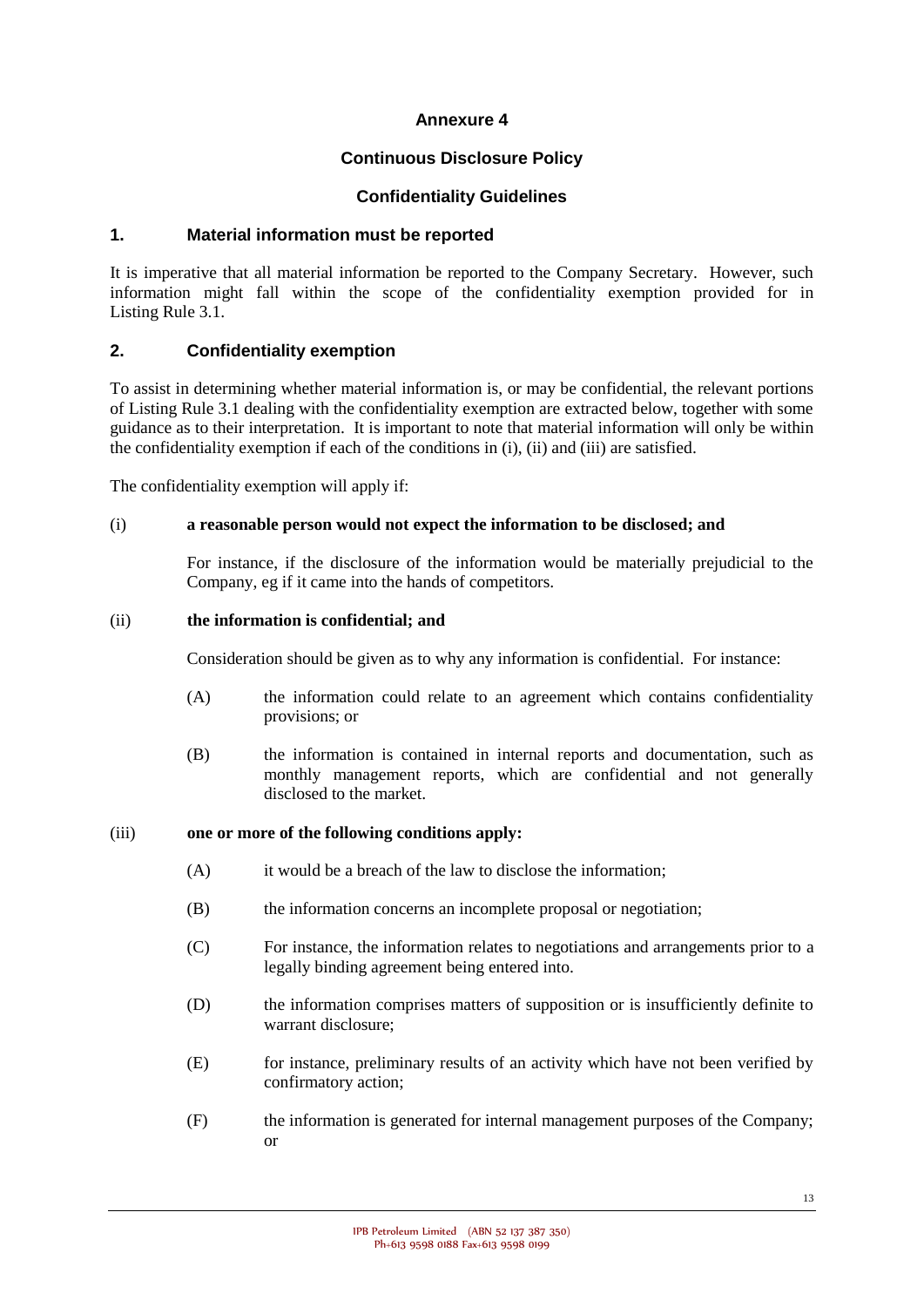**Annexure 4**

**Continuous Disclosure Policy**

**Confidentiality Guidelines**

## 1. Material information must be reported

It is imperative that all material information be reported to the Company Secretary. However, such information might fall within the scope of the confidentiality exemption provided for in Listing Rule 3.1.

## 2. Confidentiality exemption

To assist in determining whether material information is, or may be confidential, the relevant portions of Listing Rule 3.1 dealing with the confidentiality exemption are extracted below, together with some guidance as to their interpretation. It is important to note that material information will only be within the confidentiality exemption if each of the conditions in (i), (ii) and (iii) are satisfied.

The confidentiality exemption will apply if:

(i) **a reasonable person would not expect the information to be disclosed; and**

For instance, if the disclosure of the information would be materially prejudicial to the Company, eg if it came into the hands of competitors.

(ii) **the information is confidential; and**

Consideration should be given as to why any information is confidential. For instance:

(A) the information could relate to an agreement which contains confidentiality provisions; or

(B) the information is contained in internal reports and documentation, such as monthly management reports, which are confidential and not generally disclosed to the market.

(iii) **one or more of the following conditions apply:**

(A) it would be a breach of the law to disclose the information;

(B) the information concerns an incomplete proposal or negotiation;

(C) For instance, the information relates to negotiations and arrangements prior to a legally binding agreement being entered into.

(D) the information comprises matters of supposition or is insufficiently definite to warrant disclosure;

(E) for instance, preliminary results of an activity which have not been verified by confirmatory action;

(F) the information is generated for internal management purposes of the Company; or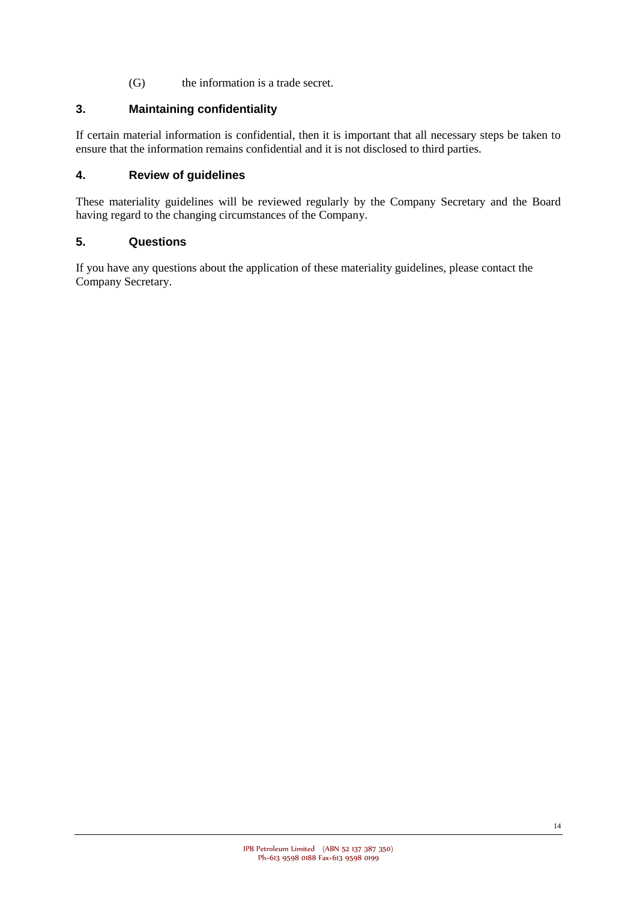(G) the information is a trade secret.

## 3. Maintaining confidentiality

If certain material information is confidential, then it is important that all necessary steps be taken to ensure that the information remains confidential and it is not disclosed to third parties.

## 4. Review of guidelines

These materiality guidelines will be reviewed regularly by the Company Secretary and the Board having regard to the changing circumstances of the Company.

## 5. Questions

If you have any questions about the application of these materiality guidelines, please contact the Company Secretary.